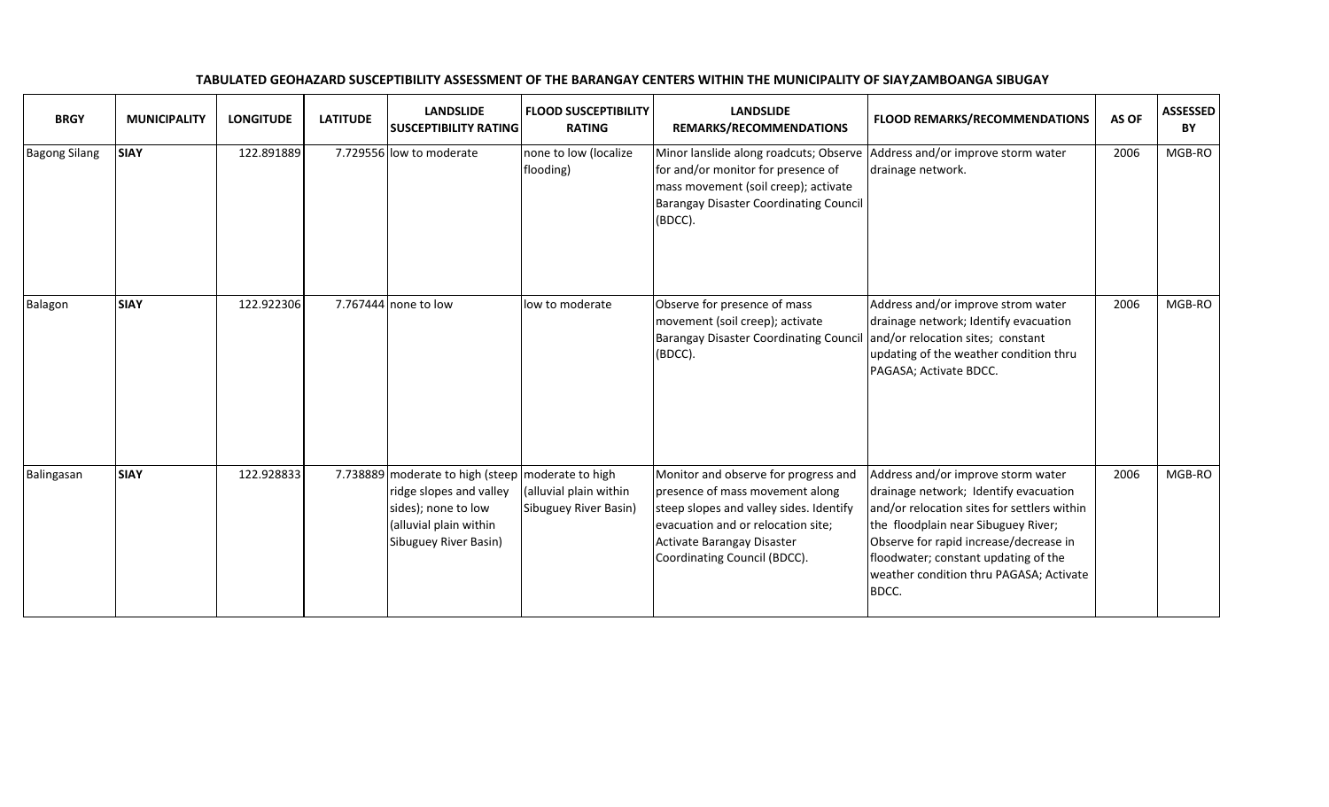**TABULATED GEOHAZARD SUSCEPTIBILITY ASSESSMENT OF THE BARANGAY CENTERS WITHIN THE MUNICIPALITY OF SIAY,ZAMBOANGA SIBUGAY**

| BRGY | MUNICIPALITY | LONGITUDE | LATITUDE | LANDSLIDE SUSCEPTIBILITY RATING | FLOOD SUSCEPTIBILITY RATING | LANDSLIDE REMARKS/RECOMMENDATIONS | FLOOD REMARKS/RECOMMENDATIONS | AS OF | ASSESSED BY |
|---|---|---|---|---|---|---|---|---|---|
| Bagong Silang | **SIAY** | 122.891889 | 7.729556 | low to moderate | none to low (localize flooding) | Minor lanslide along roadcuts; Observe for and/or monitor for presence of mass movement (soil creep); activate Barangay Disaster Coordinating Council (BDCC). | Address and/or improve storm water drainage network. | 2006 | MGB-RO |
| Balagon | **SIAY** | 122.922306 | 7.767444 | none to low | low to moderate | Observe for presence of mass movement (soil creep); activate Barangay Disaster Coordinating Council (BDCC). | Address and/or improve strom water drainage network; Identify evacuation and/or relocation sites; constant updating of the weather condition thru PAGASA; Activate BDCC. | 2006 | MGB-RO |
| Balingasan | **SIAY** | 122.928833 | 7.738889 | moderate to high (steep ridge slopes and valley sides); none to low (alluvial plain within Sibuguey River Basin) | moderate to high (alluvial plain within Sibuguey River Basin) | Monitor and observe for progress and presence of mass movement along steep slopes and valley sides. Identify evacuation and or relocation site; Activate Barangay Disaster Coordinating Council (BDCC). | Address and/or improve storm water drainage network; Identify evacuation and/or relocation sites for settlers within the floodplain near Sibuguey River; Observe for rapid increase/decrease in floodwater; constant updating of the weather condition thru PAGASA; Activate BDCC. | 2006 | MGB-RO |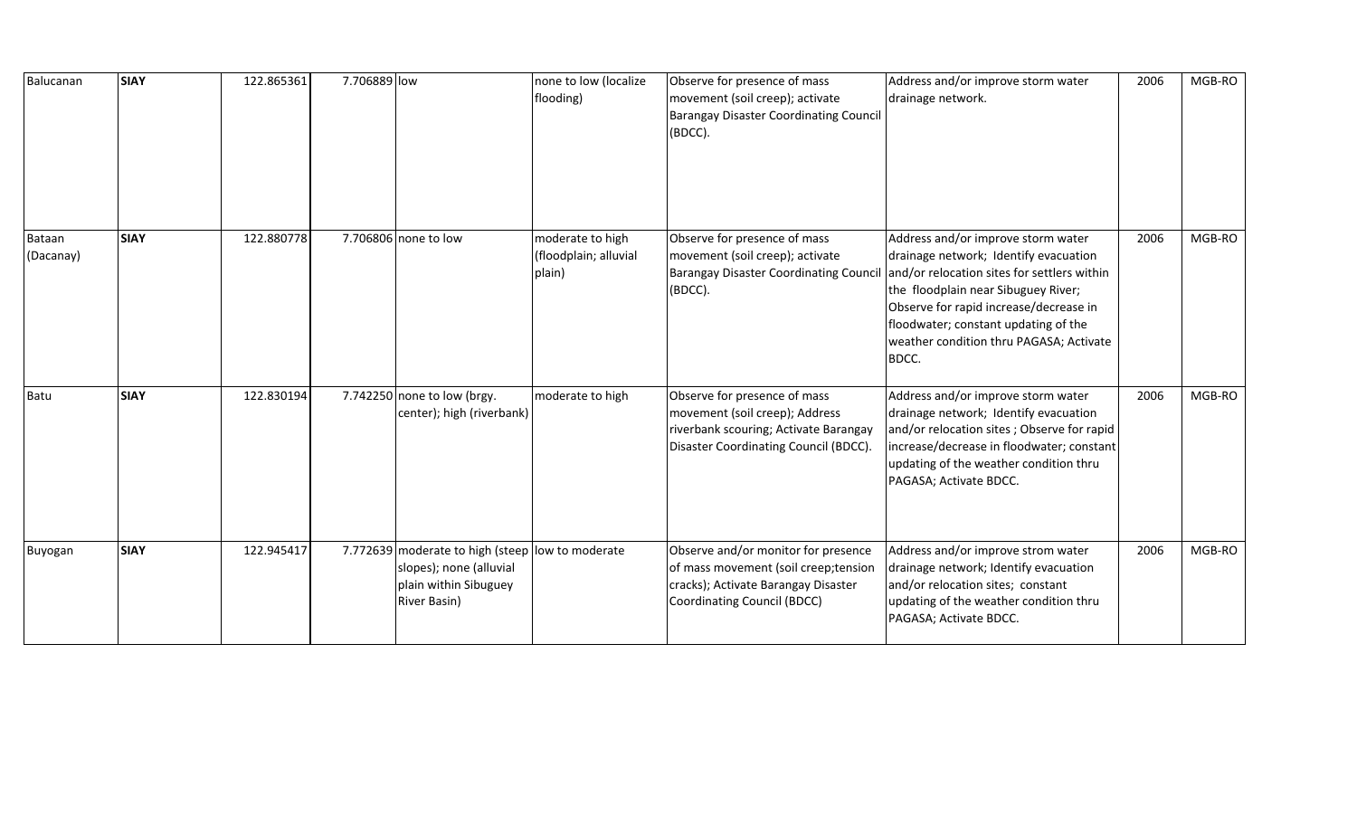| Balucanan | **SIAY** | 122.865361 | 7.706889 | low | none to low (localize flooding) | Observe for presence of mass movement (soil creep); activate Barangay Disaster Coordinating Council (BDCC). | Address and/or improve storm water drainage network. | 2006 | MGB-RO |
|---|---|---|---|---|---|---|---|---|---|
| Bataan (Dacanay) | **SIAY** | 122.880778 | 7.706806 | none to low | moderate to high (floodplain; alluvial plain) | Observe for presence of mass movement (soil creep); activate Barangay Disaster Coordinating Council (BDCC). | Address and/or improve storm water drainage network; Identify evacuation and/or relocation sites for settlers within the floodplain near Sibuguey River; Observe for rapid increase/decrease in floodwater; constant updating of the weather condition thru PAGASA; Activate BDCC. | 2006 | MGB-RO |
| Batu | **SIAY** | 122.830194 | 7.742250 | none to low (brgy. center); high (riverbank) | moderate to high | Observe for presence of mass movement (soil creep); Address riverbank scouring; Activate Barangay Disaster Coordinating Council (BDCC). | Address and/or improve storm water drainage network; Identify evacuation and/or relocation sites ; Observe for rapid increase/decrease in floodwater; constant updating of the weather condition thru PAGASA; Activate BDCC. | 2006 | MGB-RO |
| Buyogan | **SIAY** | 122.945417 | 7.772639 | moderate to high (steep slopes); none (alluvial plain within Sibuguey River Basin) | low to moderate | Observe and/or monitor for presence of mass movement (soil creep;tension cracks); Activate Barangay Disaster Coordinating Council (BDCC) | Address and/or improve strom water drainage network; Identify evacuation and/or relocation sites; constant updating of the weather condition thru PAGASA; Activate BDCC. | 2006 | MGB-RO |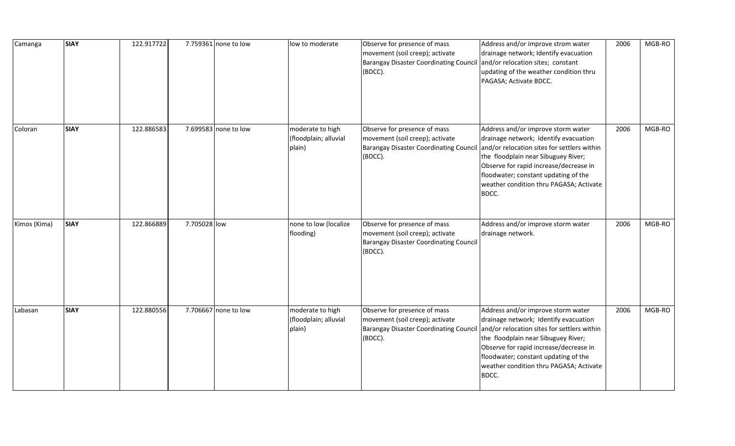| | | | | | | | | | |
|---|---|---|---|---|---|---|---|---|---|
| Camanga | **SIAY** | 122.917722 | 7.759361 | none to low | low to moderate | Observe for presence of mass movement (soil creep); activate Barangay Disaster Coordinating Council (BDCC). | Address and/or improve strom water drainage network; Identify evacuation and/or relocation sites; constant updating of the weather condition thru PAGASA; Activate BDCC. | 2006 | MGB-RO |
| Coloran | **SIAY** | 122.886583 | 7.699583 | none to low | moderate to high (floodplain; alluvial plain) | Observe for presence of mass movement (soil creep); activate Barangay Disaster Coordinating Council (BDCC). | Address and/or improve storm water drainage network; Identify evacuation and/or relocation sites for settlers within the floodplain near Sibuguey River; Observe for rapid increase/decrease in floodwater; constant updating of the weather condition thru PAGASA; Activate BDCC. | 2006 | MGB-RO |
| Kimos (Kima) | **SIAY** | 122.866889 | 7.705028 | low | none to low (localize flooding) | Observe for presence of mass movement (soil creep); activate Barangay Disaster Coordinating Council (BDCC). | Address and/or improve storm water drainage network. | 2006 | MGB-RO |
| Labasan | **SIAY** | 122.880556 | 7.706667 | none to low | moderate to high (floodplain; alluvial plain) | Observe for presence of mass movement (soil creep); activate Barangay Disaster Coordinating Council (BDCC). | Address and/or improve storm water drainage network; Identify evacuation and/or relocation sites for settlers within the floodplain near Sibuguey River; Observe for rapid increase/decrease in floodwater; constant updating of the weather condition thru PAGASA; Activate BDCC. | 2006 | MGB-RO |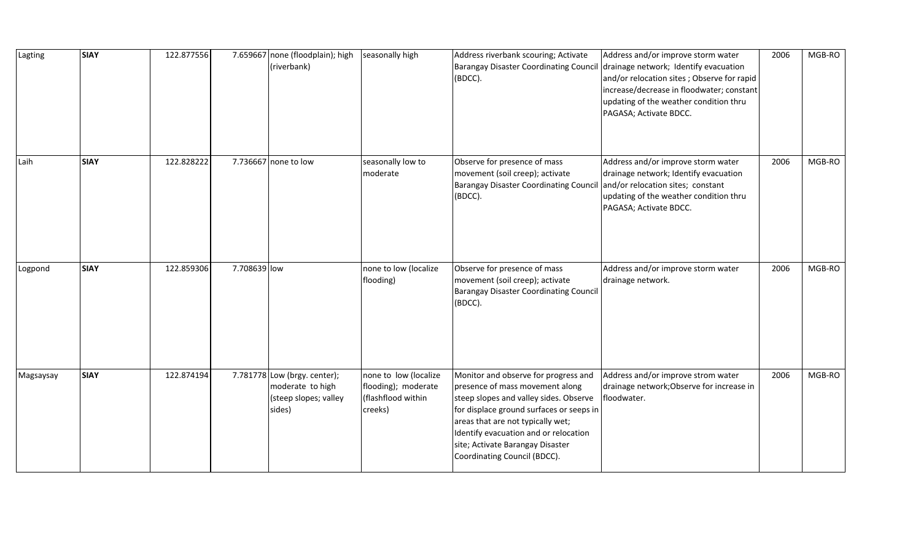| | | | | | | | | | |
|---|---|---|---|---|---|---|---|---|---|
| Lagting | **SIAY** | 122.877556 | 7.659667 | none (floodplain); high (riverbank) | seasonally high | Address riverbank scouring; Activate Barangay Disaster Coordinating Council (BDCC). | Address and/or improve storm water drainage network; Identify evacuation and/or relocation sites ; Observe for rapid increase/decrease in floodwater; constant updating of the weather condition thru PAGASA; Activate BDCC. | 2006 | MGB-RO |
| Laih | **SIAY** | 122.828222 | 7.736667 | none to low | seasonally low to moderate | Observe for presence of mass movement (soil creep); activate Barangay Disaster Coordinating Council (BDCC). | Address and/or improve storm water drainage network; Identify evacuation and/or relocation sites; constant updating of the weather condition thru PAGASA; Activate BDCC. | 2006 | MGB-RO |
| Logpond | **SIAY** | 122.859306 | 7.708639 | low | none to low (localize flooding) | Observe for presence of mass movement (soil creep); activate Barangay Disaster Coordinating Council (BDCC). | Address and/or improve storm water drainage network. | 2006 | MGB-RO |
| Magsaysay | **SIAY** | 122.874194 | 7.781778 | Low (brgy. center); moderate to high (steep slopes; valley sides) | none to low (localize flooding); moderate (flashflood within creeks) | Monitor and observe for progress and presence of mass movement along steep slopes and valley sides. Observe for displace ground surfaces or seeps in areas that are not typically wet; Identify evacuation and or relocation site; Activate Barangay Disaster Coordinating Council (BDCC). | Address and/or improve strom water drainage network;Observe for increase in floodwater. | 2006 | MGB-RO |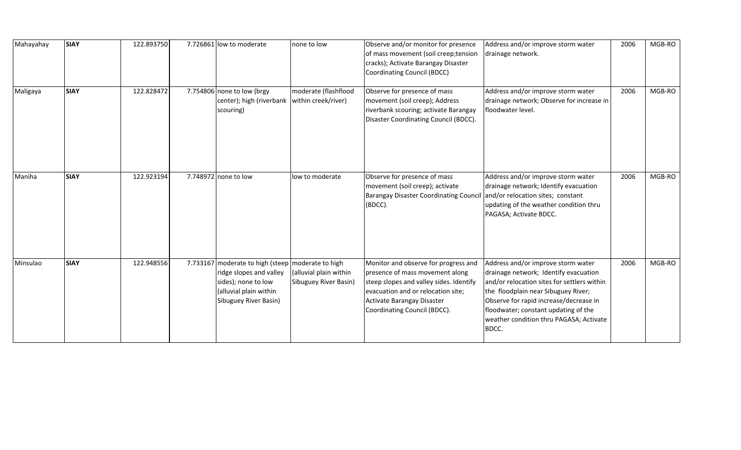| Mahayahay | **SIAY** | 122.893750 | 7.726861 | low to moderate | none to low | Observe and/or monitor for presence of mass movement (soil creep;tension cracks); Activate Barangay Disaster Coordinating Council (BDCC) | Address and/or improve storm water drainage network. | 2006 | MGB-RO |
|---|---|---|---|---|---|---|---|---|---|
| Maligaya | **SIAY** | 122.828472 | 7.754806 | none to low (brgy center); high (riverbank scouring) | moderate (flashflood within creek/river) | Observe for presence of mass movement (soil creep); Address riverbank scouring; activate Barangay Disaster Coordinating Council (BDCC). | Address and/or improve storm water drainage network; Observe for increase in floodwater level. | 2006 | MGB-RO |
| Maniha | **SIAY** | 122.923194 | 7.748972 | none to low | low to moderate | Observe for presence of mass movement (soil creep); activate Barangay Disaster Coordinating Council (BDCC). | Address and/or improve storm water drainage network; Identify evacuation and/or relocation sites; constant updating of the weather condition thru PAGASA; Activate BDCC. | 2006 | MGB-RO |
| Minsulao | **SIAY** | 122.948556 | 7.733167 | moderate to high (steep ridge slopes and valley sides); none to low (alluvial plain within Sibuguey River Basin) | moderate to high (alluvial plain within Sibuguey River Basin) | Monitor and observe for progress and presence of mass movement along steep slopes and valley sides. Identify evacuation and or relocation site; Activate Barangay Disaster Coordinating Council (BDCC). | Address and/or improve storm water drainage network; Identify evacuation and/or relocation sites for settlers within the floodplain near Sibuguey River; Observe for rapid increase/decrease in floodwater; constant updating of the weather condition thru PAGASA; Activate BDCC. | 2006 | MGB-RO |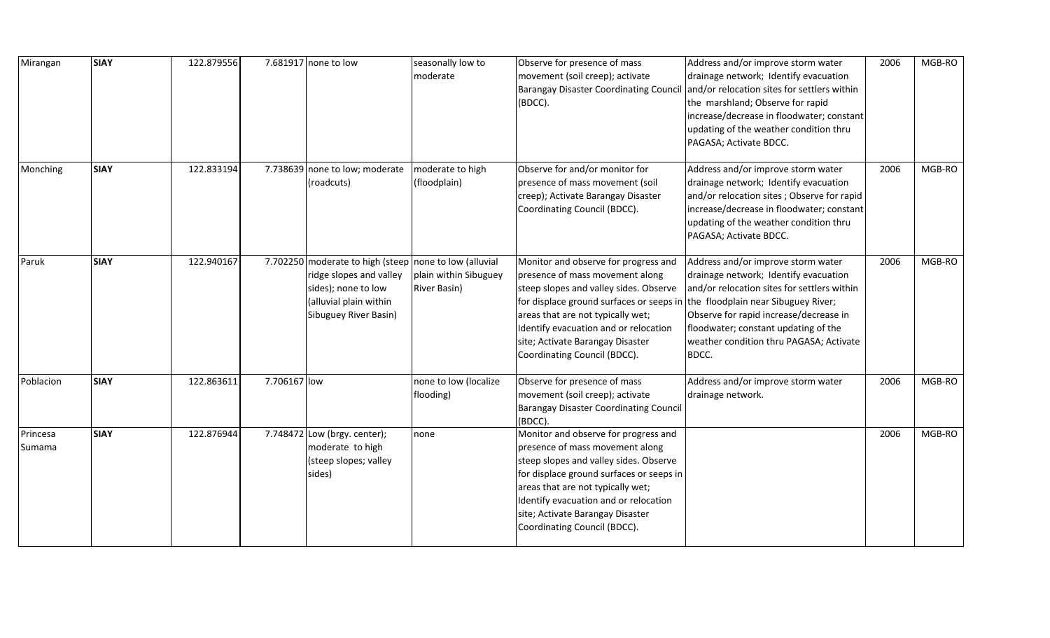| Mirangan | **SIAY** | 122.879556 | 7.681917 | none to low | seasonally low to moderate | Observe for presence of mass movement (soil creep); activate Barangay Disaster Coordinating Council (BDCC). | Address and/or improve storm water drainage network; Identify evacuation and/or relocation sites for settlers within the marshland; Observe for rapid increase/decrease in floodwater; constant updating of the weather condition thru PAGASA; Activate BDCC. | 2006 | MGB-RO |
|---|---|---|---|---|---|---|---|---|---|
| Monching | **SIAY** | 122.833194 | 7.738639 | none to low; moderate (roadcuts) | moderate to high (floodplain) | Observe for and/or monitor for presence of mass movement (soil creep); Activate Barangay Disaster Coordinating Council (BDCC). | Address and/or improve storm water drainage network; Identify evacuation and/or relocation sites ; Observe for rapid increase/decrease in floodwater; constant updating of the weather condition thru PAGASA; Activate BDCC. | 2006 | MGB-RO |
| Paruk | **SIAY** | 122.940167 | 7.702250 | moderate to high (steep ridge slopes and valley sides); none to low (alluvial plain within Sibuguey River Basin) | none to low (alluvial plain within Sibuguey River Basin) | Monitor and observe for progress and presence of mass movement along steep slopes and valley sides. Observe for displace ground surfaces or seeps in areas that are not typically wet; Identify evacuation and or relocation site; Activate Barangay Disaster Coordinating Council (BDCC). | Address and/or improve storm water drainage network; Identify evacuation and/or relocation sites for settlers within the floodplain near Sibuguey River; Observe for rapid increase/decrease in floodwater; constant updating of the weather condition thru PAGASA; Activate BDCC. | 2006 | MGB-RO |
| Poblacion | **SIAY** | 122.863611 | 7.706167 | low | none to low (localize flooding) | Observe for presence of mass movement (soil creep); activate Barangay Disaster Coordinating Council (BDCC). | Address and/or improve storm water drainage network. | 2006 | MGB-RO |
| Princesa Sumama | **SIAY** | 122.876944 | 7.748472 | Low (brgy. center); moderate to high (steep slopes; valley sides) | none | Monitor and observe for progress and presence of mass movement along steep slopes and valley sides. Observe for displace ground surfaces or seeps in areas that are not typically wet; Identify evacuation and or relocation site; Activate Barangay Disaster Coordinating Council (BDCC). | | 2006 | MGB-RO |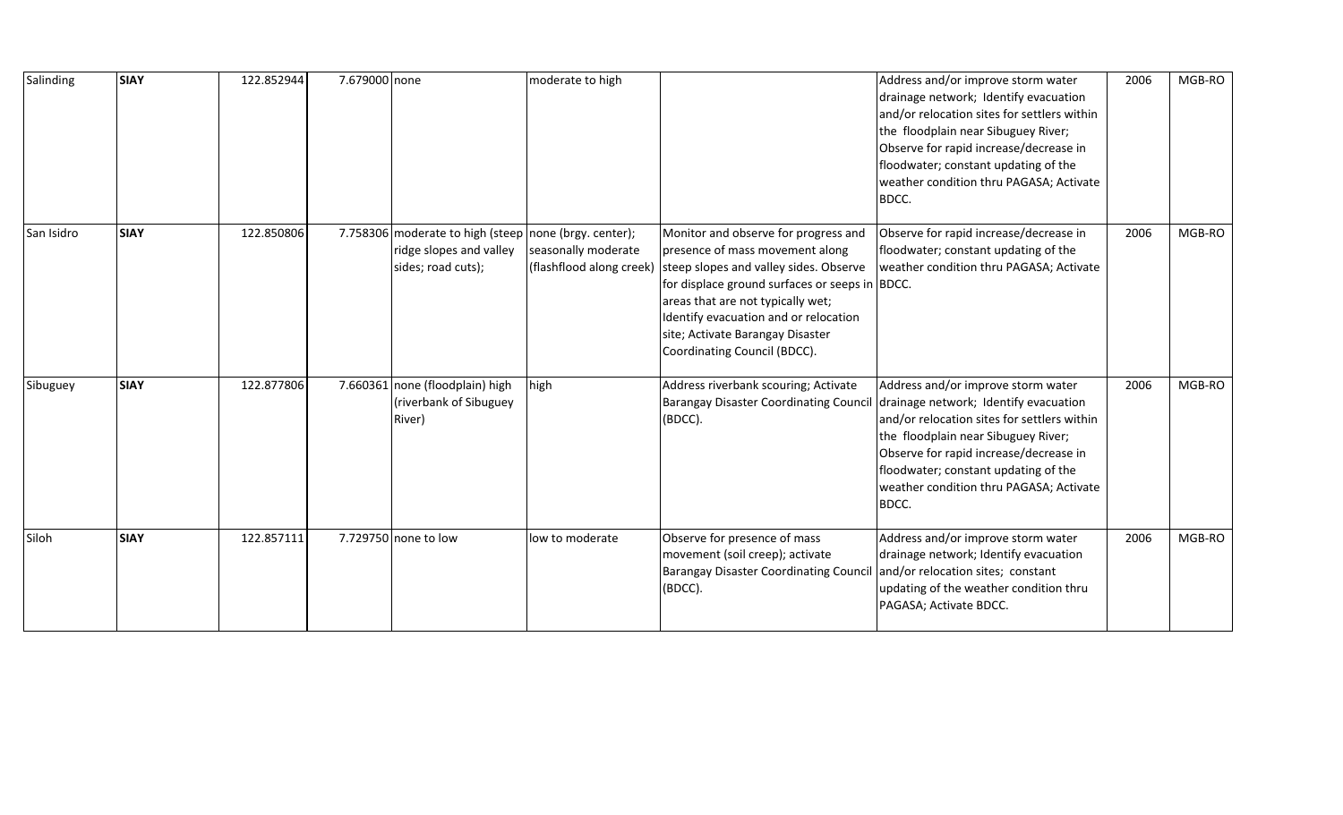| Salinding | **SIAY** | 122.852944 | 7.679000 | none | moderate to high | | Address and/or improve storm water drainage network; Identify evacuation and/or relocation sites for settlers within the floodplain near Sibuguey River; Observe for rapid increase/decrease in floodwater; constant updating of the weather condition thru PAGASA; Activate BDCC. | 2006 | MGB-RO |
|---|---|---|---|---|---|---|---|---|---|
| San Isidro | **SIAY** | 122.850806 | 7.758306 | moderate to high (steep ridge slopes and valley sides; road cuts); | none (brgy. center); seasonally moderate (flashflood along creek) | Monitor and observe for progress and presence of mass movement along steep slopes and valley sides. Observe for displace ground surfaces or seeps in areas that are not typically wet; Identify evacuation and or relocation site; Activate Barangay Disaster Coordinating Council (BDCC). | Observe for rapid increase/decrease in floodwater; constant updating of the weather condition thru PAGASA; Activate BDCC. | 2006 | MGB-RO |
| Sibuguey | **SIAY** | 122.877806 | 7.660361 | none (floodplain) high (riverbank of Sibuguey River) | high | Address riverbank scouring; Activate Barangay Disaster Coordinating Council (BDCC). | Address and/or improve storm water drainage network; Identify evacuation and/or relocation sites for settlers within the floodplain near Sibuguey River; Observe for rapid increase/decrease in floodwater; constant updating of the weather condition thru PAGASA; Activate BDCC. | 2006 | MGB-RO |
| Siloh | **SIAY** | 122.857111 | 7.729750 | none to low | low to moderate | Observe for presence of mass movement (soil creep); activate Barangay Disaster Coordinating Council (BDCC). | Address and/or improve storm water drainage network; Identify evacuation and/or relocation sites; constant updating of the weather condition thru PAGASA; Activate BDCC. | 2006 | MGB-RO |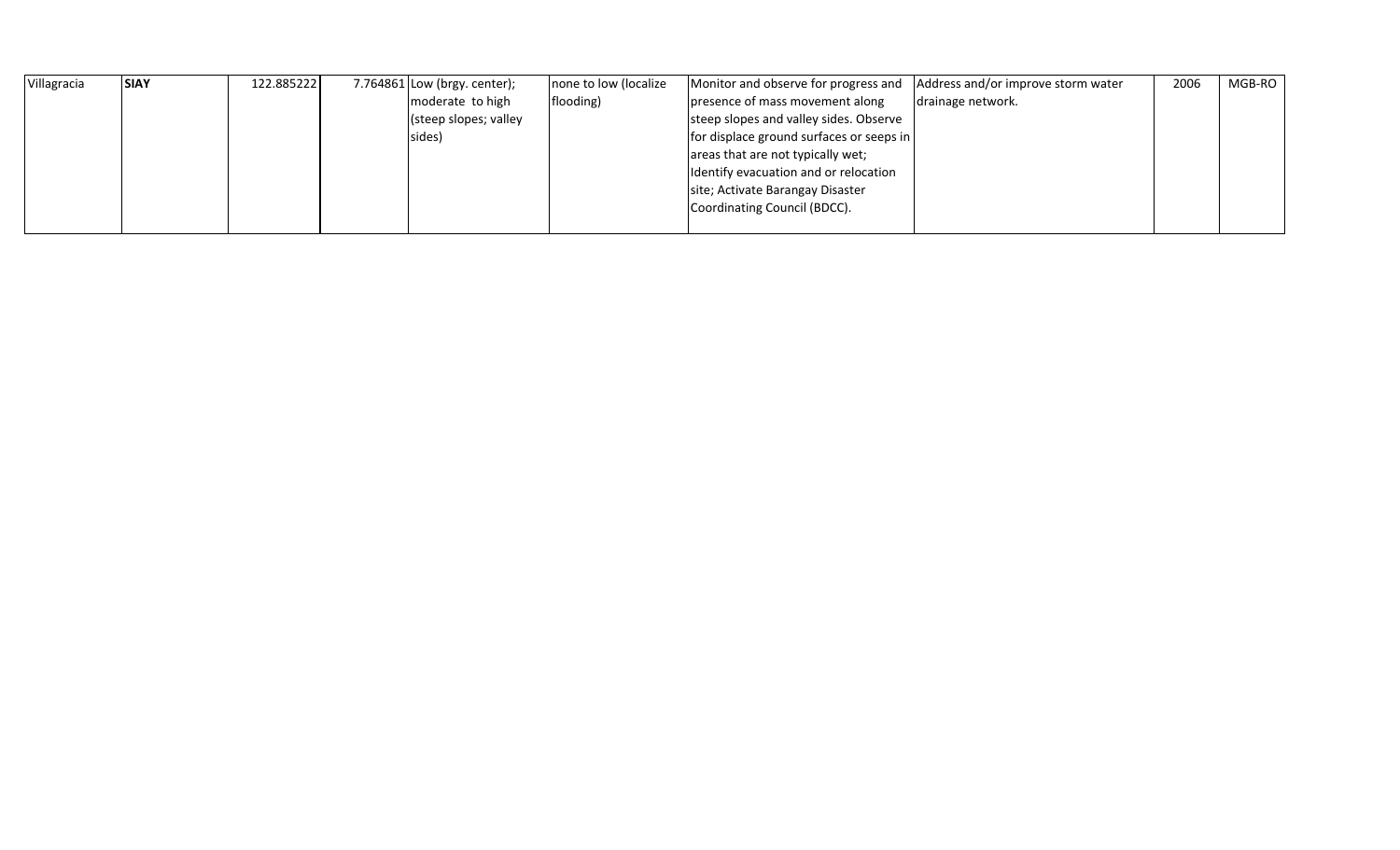| | | | | | | | | | |
|---|---|---|---|---|---|---|---|---|---|
| Villagracia | **SIAY** | 122.885222 | 7.764861 | Low (brgy. center); moderate to high (steep slopes; valley sides) | none to low (localize flooding) | Monitor and observe for progress and presence of mass movement along steep slopes and valley sides. Observe for displace ground surfaces or seeps in areas that are not typically wet; Identify evacuation and or relocation site; Activate Barangay Disaster Coordinating Council (BDCC). | Address and/or improve storm water drainage network. | 2006 | MGB-RO |